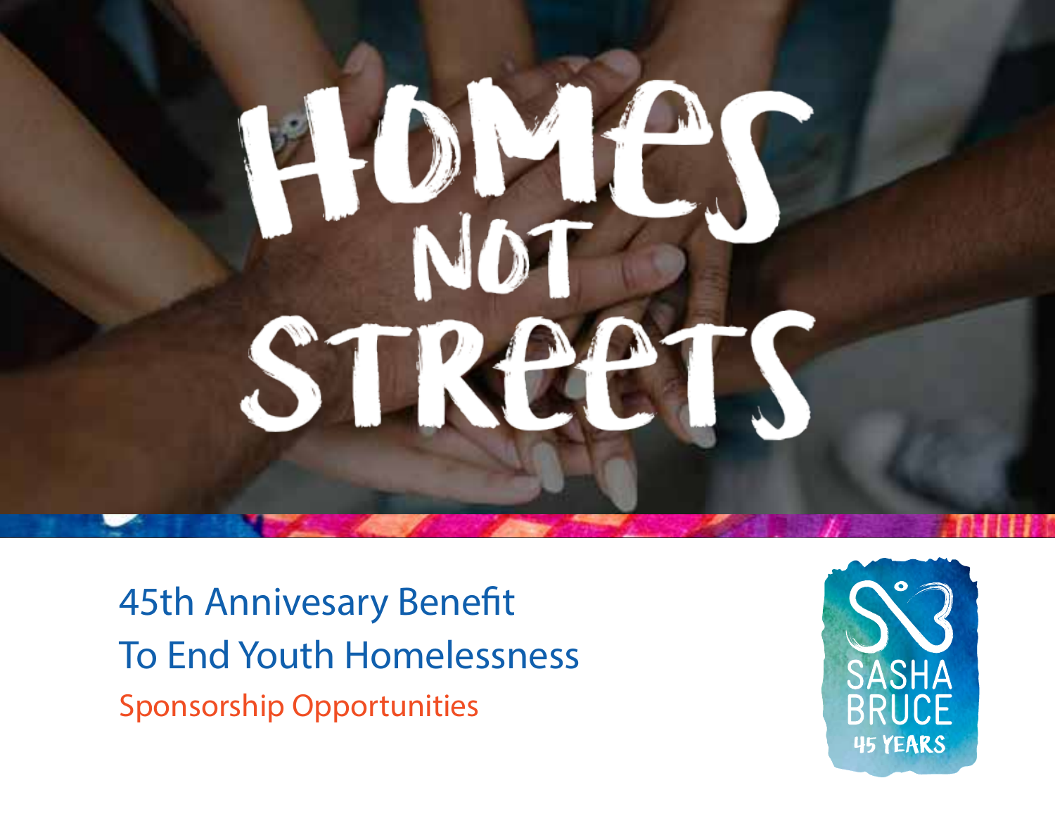# HOMES NOT STREETS

45th Annivesary Benefit
To End Youth Homelessness

Sponsorship Opportunities

SASHA BRUCE
45 YEARS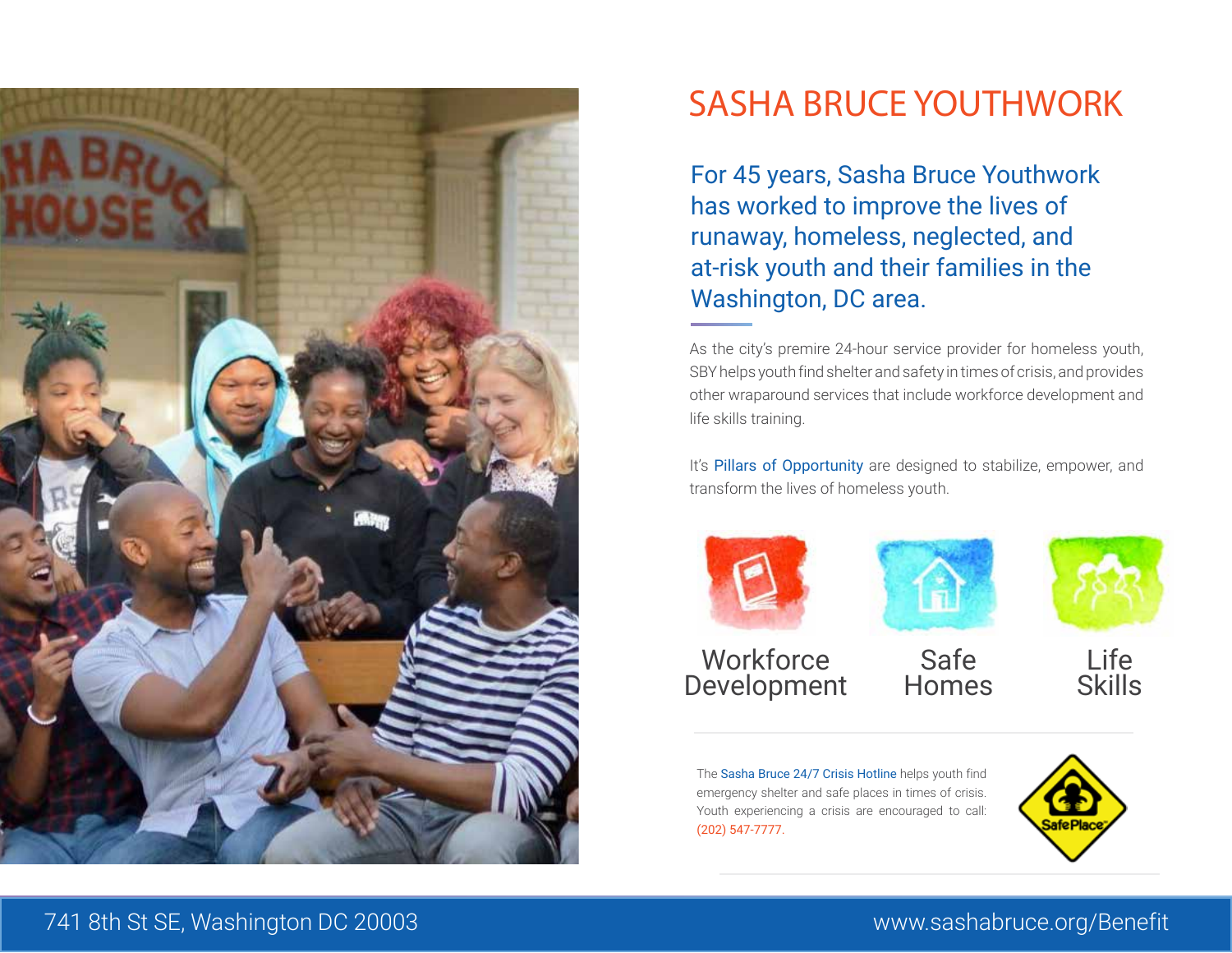# SASHA BRUCE YOUTHWORK

## For 45 years, Sasha Bruce Youthwork has worked to improve the lives of runaway, homeless, neglected, and at-risk youth and their families in the Washington, DC area.

As the city's premire 24-hour service provider for homeless youth, SBY helps youth find shelter and safety in times of crisis, and provides other wraparound services that include workforce development and life skills training.

It's Pillars of Opportunity are designed to stabilize, empower, and transform the lives of homeless youth.

Workforce Development

Safe Homes

Life Skills

The Sasha Bruce 24/7 Crisis Hotline helps youth find emergency shelter and safe places in times of crisis. Youth experiencing a crisis are encouraged to call: (202) 547-7777.

SafePlace

741 8th St SE, Washington DC 20003

www.sashabruce.org/Benefit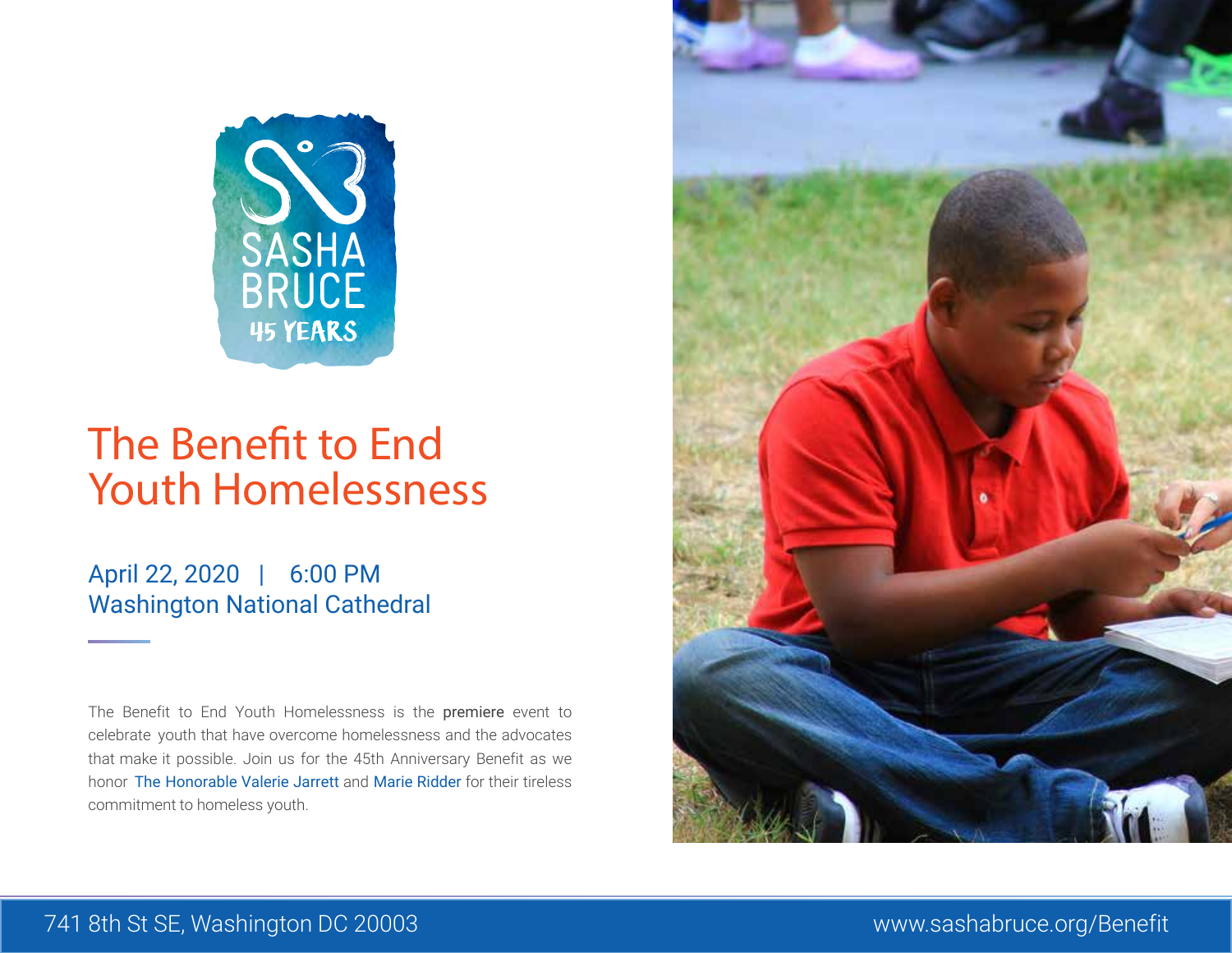SASHA BRUCE

45 YEARS

# The Benefit to End Youth Homelessness

April 22, 2020 | 6:00 PM
Washington National Cathedral

The Benefit to End Youth Homelessness is the **premiere** event to celebrate youth that have overcome homelessness and the advocates that make it possible. Join us for the 45th Anniversary Benefit as we honor The Honorable Valerie Jarrett and Marie Ridder for their tireless commitment to homeless youth.

741 8th St SE, Washington DC 20003

www.sashabruce.org/Benefit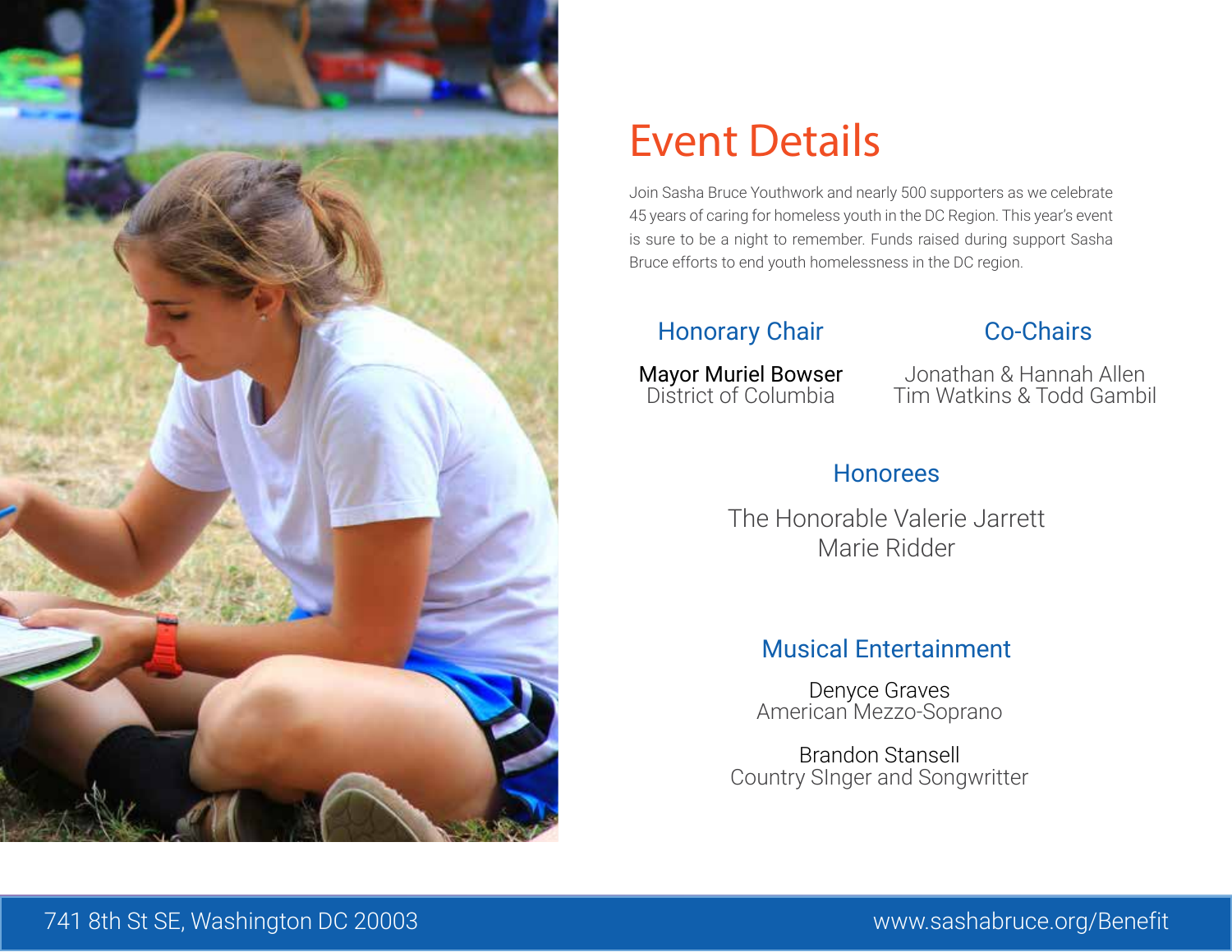# Event Details

Join Sasha Bruce Youthwork and nearly 500 supporters as we celebrate 45 years of caring for homeless youth in the DC Region. This year's event is sure to be a night to remember. Funds raised during support Sasha Bruce efforts to end youth homelessness in the DC region.

## Honorary Chair

Mayor Muriel Bowser
District of Columbia

## Co-Chairs

Jonathan & Hannah Allen
Tim Watkins & Todd Gambil

## Honorees

The Honorable Valerie Jarrett
Marie Ridder

## Musical Entertainment

Denyce Graves
American Mezzo-Soprano

Brandon Stansell
Country SInger and Songwritter

741 8th St SE, Washington DC 20003

www.sashabruce.org/Benefit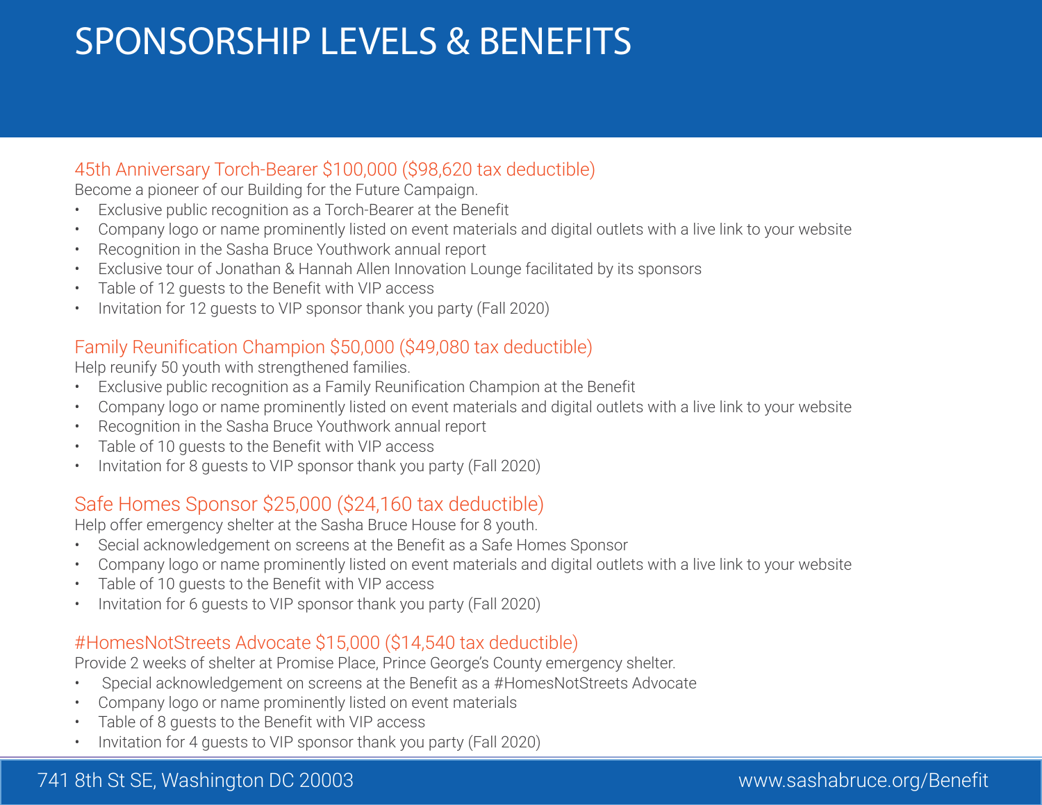# SPONSORSHIP LEVELS & BENEFITS

## 45th Anniversary Torch-Bearer $100,000 ($98,620 tax deductible)

Become a pioneer of our Building for the Future Campaign.

- Exclusive public recognition as a Torch-Bearer at the Benefit
- Company logo or name prominently listed on event materials and digital outlets with a live link to your website
- Recognition in the Sasha Bruce Youthwork annual report
- Exclusive tour of Jonathan & Hannah Allen Innovation Lounge facilitated by its sponsors
- Table of 12 guests to the Benefit with VIP access
- Invitation for 12 guests to VIP sponsor thank you party (Fall 2020)

## Family Reunification Champion $50,000 ($49,080 tax deductible)

Help reunify 50 youth with strengthened families.

- Exclusive public recognition as a Family Reunification Champion at the Benefit
- Company logo or name prominently listed on event materials and digital outlets with a live link to your website
- Recognition in the Sasha Bruce Youthwork annual report
- Table of 10 guests to the Benefit with VIP access
- Invitation for 8 guests to VIP sponsor thank you party (Fall 2020)

## Safe Homes Sponsor $25,000 ($24,160 tax deductible)

Help offer emergency shelter at the Sasha Bruce House for 8 youth.

- Secial acknowledgement on screens at the Benefit as a Safe Homes Sponsor
- Company logo or name prominently listed on event materials and digital outlets with a live link to your website
- Table of 10 guests to the Benefit with VIP access
- Invitation for 6 guests to VIP sponsor thank you party (Fall 2020)

## #HomesNotStreets Advocate $15,000 ($14,540 tax deductible)

Provide 2 weeks of shelter at Promise Place, Prince George's County emergency shelter.

- Special acknowledgement on screens at the Benefit as a #HomesNotStreets Advocate
- Company logo or name prominently listed on event materials
- Table of 8 guests to the Benefit with VIP access
- Invitation for 4 guests to VIP sponsor thank you party (Fall 2020)

741 8th St SE, Washington DC 20003 www.sashabruce.org/Benefit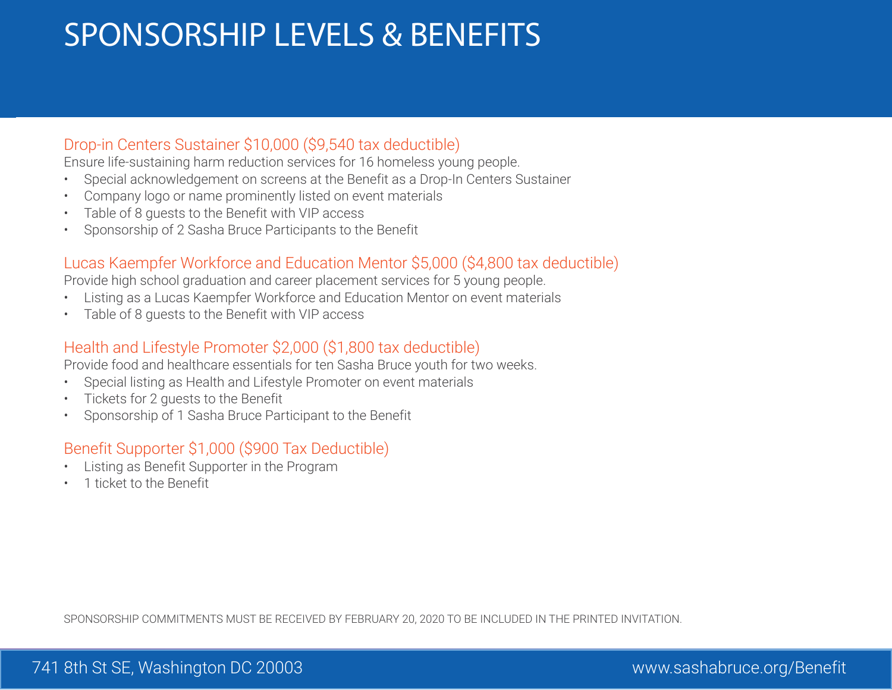# SPONSORSHIP LEVELS & BENEFITS

## Drop-in Centers Sustainer $10,000 ($9,540 tax deductible)

Ensure life-sustaining harm reduction services for 16 homeless young people.

- Special acknowledgement on screens at the Benefit as a Drop-In Centers Sustainer
- Company logo or name prominently listed on event materials
- Table of 8 guests to the Benefit with VIP access
- Sponsorship of 2 Sasha Bruce Participants to the Benefit

## Lucas Kaempfer Workforce and Education Mentor $5,000 ($4,800 tax deductible)

Provide high school graduation and career placement services for 5 young people.

- Listing as a Lucas Kaempfer Workforce and Education Mentor on event materials
- Table of 8 guests to the Benefit with VIP access

## Health and Lifestyle Promoter $2,000 ($1,800 tax deductible)

Provide food and healthcare essentials for ten Sasha Bruce youth for two weeks.

- Special listing as Health and Lifestyle Promoter on event materials
- Tickets for 2 guests to the Benefit
- Sponsorship of 1 Sasha Bruce Participant to the Benefit

## Benefit Supporter $1,000 ($900 Tax Deductible)

- Listing as Benefit Supporter in the Program
- 1 ticket to the Benefit

SPONSORSHIP COMMITMENTS MUST BE RECEIVED BY FEBRUARY 20, 2020 TO BE INCLUDED IN THE PRINTED INVITATION.

741 8th St SE, Washington DC 20003

www.sashabruce.org/Benefit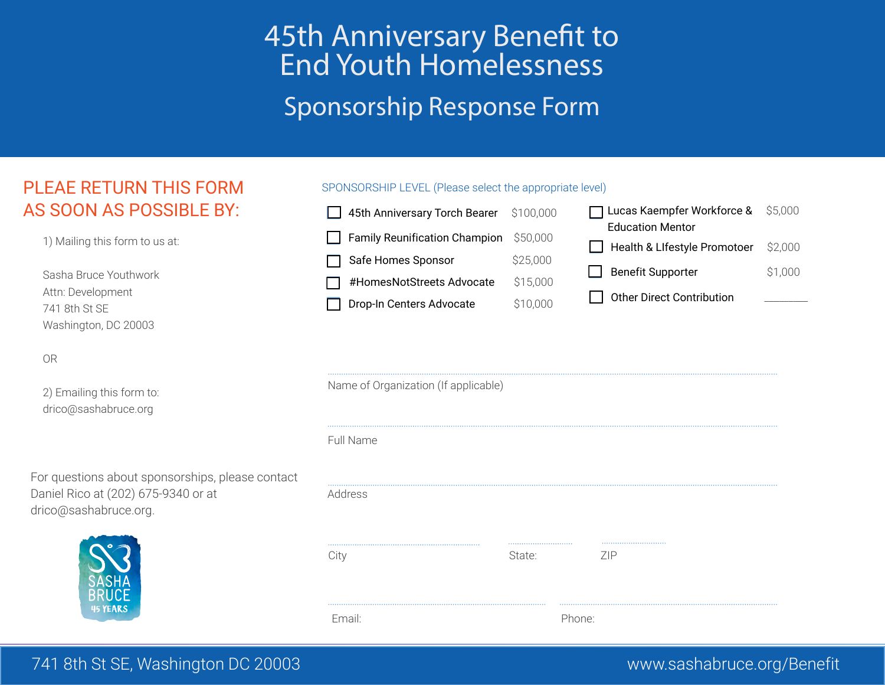# 45th Anniversary Benefit to End Youth Homelessness

## Sponsorship Response Form

## PLEAE RETURN THIS FORM AS SOON AS POSSIBLE BY:

1) Mailing this form to us at:

Sasha Bruce Youthwork
Attn: Development
741 8th St SE
Washington, DC 20003

OR

2) Emailing this form to:
drico@sashabruce.org

For questions about sponsorships, please contact Daniel Rico at (202) 675-9340 or at drico@sashabruce.org.

SASHA BRUCE 45 YEARS

SPONSORSHIP LEVEL (Please select the appropriate level)

- ☐ 45th Anniversary Torch Bearer $100,000
- ☐ Family Reunification Champion $50,000
- ☐ Safe Homes Sponsor $25,000
- ☐ #HomesNotStreets Advocate $15,000
- ☐ Drop-In Centers Advocate $10,000
- ☐ Lucas Kaempfer Workforce & Education Mentor $5,000
- ☐ Health & LIfestyle Promotoer $2,000
- ☐ Benefit Supporter $1,000
- ☐ Other Direct Contribution ________

Name of Organization (If applicable)

Full Name

Address

City State: ZIP

Email: Phone:

741 8th St SE, Washington DC 20003 www.sashabruce.org/Benefit